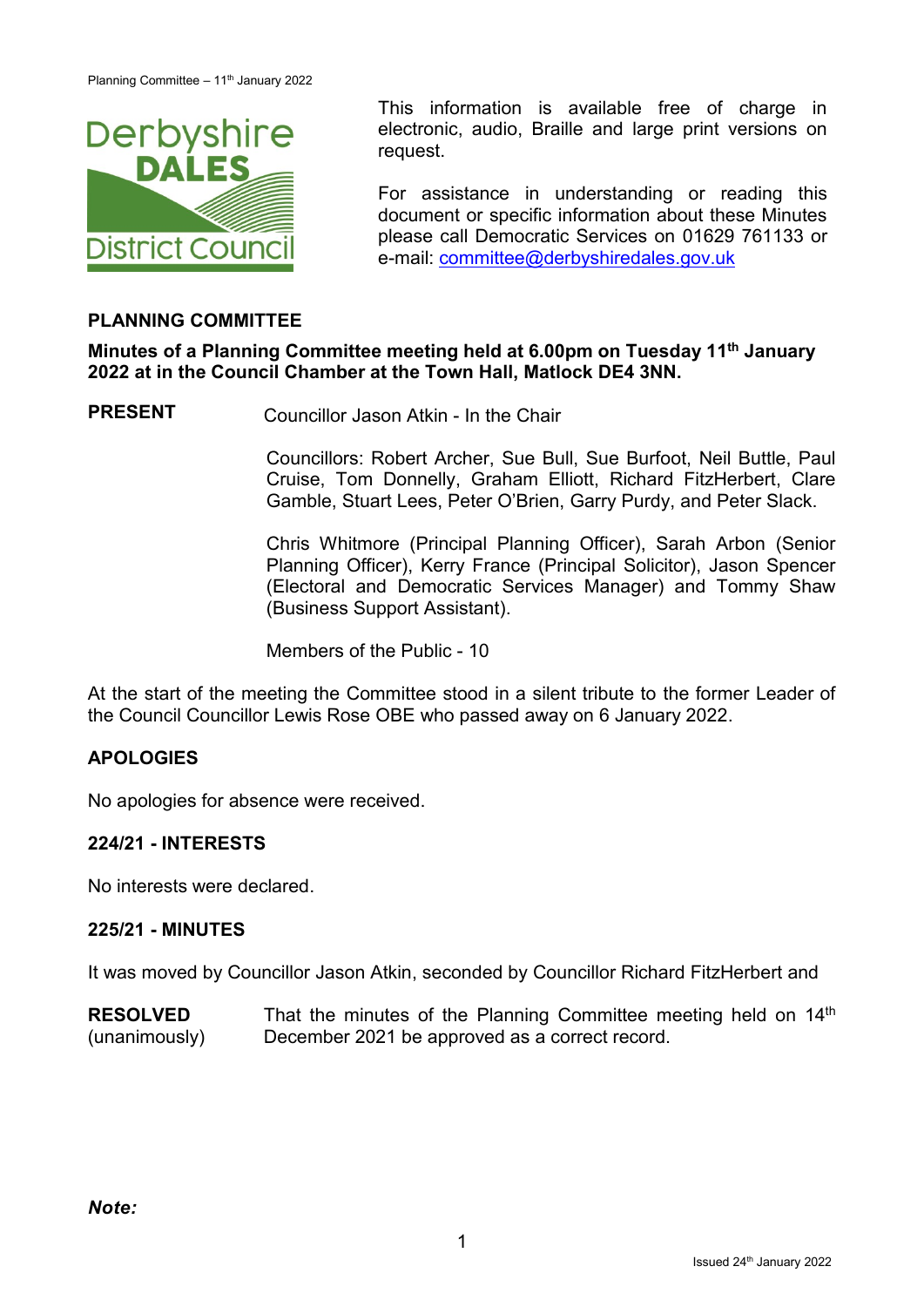This information is available free of charge in electronic, audio, Braille and large print versions on request.

For assistance in understanding or reading this document or specific information about these Minutes please call Democratic Services on 01629 761133 or e-mail: committee@derbyshiredales.gov.uk

## PLANNING COMMITTEE

**Minutes of a Planning Committee meeting held at 6.00pm on Tuesday 11th January 2022 at in the Council Chamber at the Town Hall, Matlock DE4 3NN.**

**PRESENT** Councillor Jason Atkin - In the Chair

Councillors: Robert Archer, Sue Bull, Sue Burfoot, Neil Buttle, Paul Cruise, Tom Donnelly, Graham Elliott, Richard FitzHerbert, Clare Gamble, Stuart Lees, Peter O'Brien, Garry Purdy, and Peter Slack.

Chris Whitmore (Principal Planning Officer), Sarah Arbon (Senior Planning Officer), Kerry France (Principal Solicitor), Jason Spencer (Electoral and Democratic Services Manager) and Tommy Shaw (Business Support Assistant).

Members of the Public - 10

At the start of the meeting the Committee stood in a silent tribute to the former Leader of the Council Councillor Lewis Rose OBE who passed away on 6 January 2022.

### APOLOGIES

No apologies for absence were received.

### 224/21 - INTERESTS

No interests were declared.

### 225/21 - MINUTES

It was moved by Councillor Jason Atkin, seconded by Councillor Richard FitzHerbert and

**RESOLVED** (unanimously) That the minutes of the Planning Committee meeting held on 14th December 2021 be approved as a correct record.

***Note:***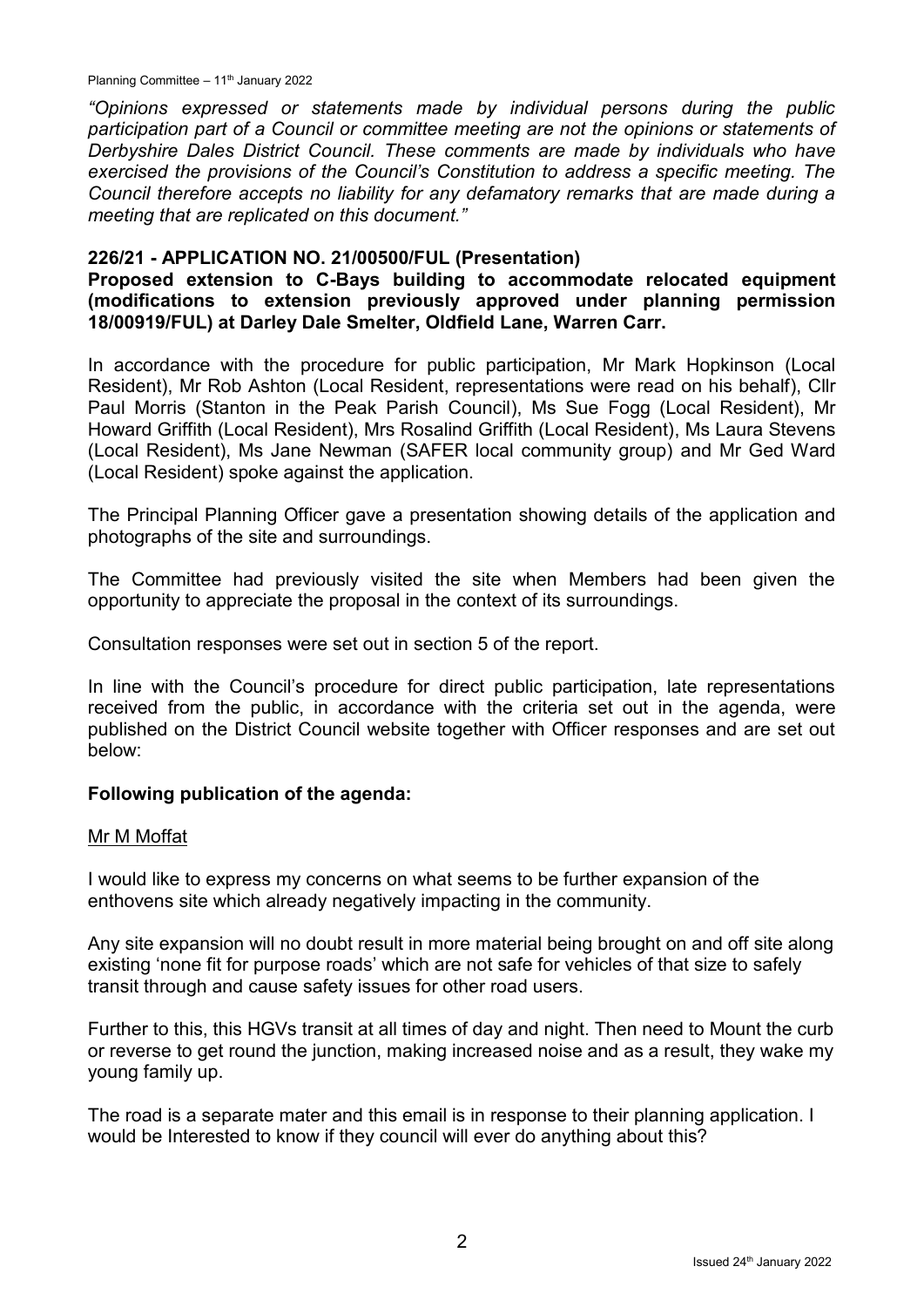*"Opinions expressed or statements made by individual persons during the public participation part of a Council or committee meeting are not the opinions or statements of Derbyshire Dales District Council. These comments are made by individuals who have exercised the provisions of the Council's Constitution to address a specific meeting. The Council therefore accepts no liability for any defamatory remarks that are made during a meeting that are replicated on this document."*

**226/21 - APPLICATION NO. 21/00500/FUL (Presentation)**

**Proposed extension to C-Bays building to accommodate relocated equipment (modifications to extension previously approved under planning permission 18/00919/FUL) at Darley Dale Smelter, Oldfield Lane, Warren Carr.**

In accordance with the procedure for public participation, Mr Mark Hopkinson (Local Resident), Mr Rob Ashton (Local Resident, representations were read on his behalf), Cllr Paul Morris (Stanton in the Peak Parish Council), Ms Sue Fogg (Local Resident), Mr Howard Griffith (Local Resident), Mrs Rosalind Griffith (Local Resident), Ms Laura Stevens (Local Resident), Ms Jane Newman (SAFER local community group) and Mr Ged Ward (Local Resident) spoke against the application.

The Principal Planning Officer gave a presentation showing details of the application and photographs of the site and surroundings.

The Committee had previously visited the site when Members had been given the opportunity to appreciate the proposal in the context of its surroundings.

Consultation responses were set out in section 5 of the report.

In line with the Council's procedure for direct public participation, late representations received from the public, in accordance with the criteria set out in the agenda, were published on the District Council website together with Officer responses and are set out below:

**Following publication of the agenda:**

Mr M Moffat

I would like to express my concerns on what seems to be further expansion of the enthovens site which already negatively impacting in the community.

Any site expansion will no doubt result in more material being brought on and off site along existing 'none fit for purpose roads' which are not safe for vehicles of that size to safely transit through and cause safety issues for other road users.

Further to this, this HGVs transit at all times of day and night. Then need to Mount the curb or reverse to get round the junction, making increased noise and as a result, they wake my young family up.

The road is a separate mater and this email is in response to their planning application. I would be Interested to know if they council will ever do anything about this?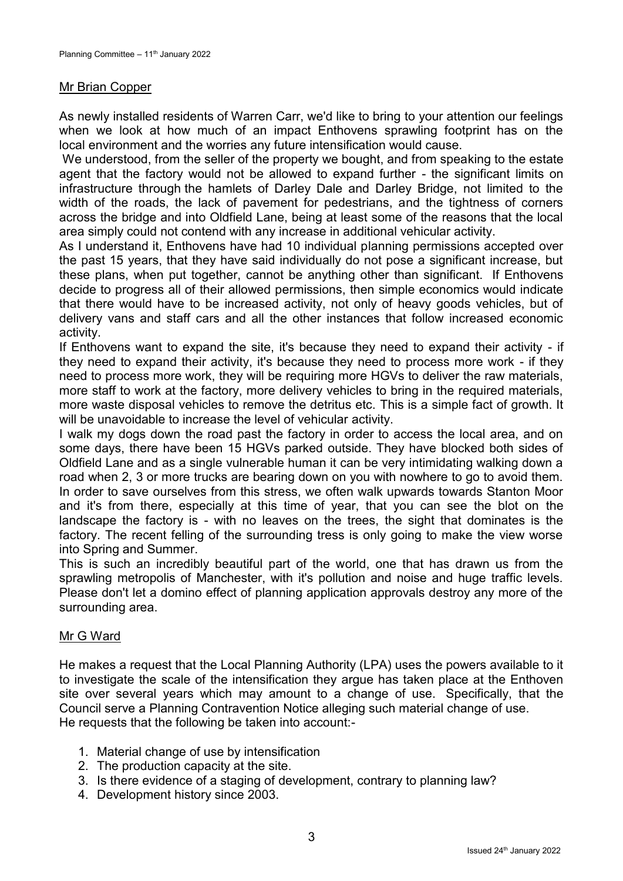Mr Brian Copper

As newly installed residents of Warren Carr, we'd like to bring to your attention our feelings when we look at how much of an impact Enthovens sprawling footprint has on the local environment and the worries any future intensification would cause.

We understood, from the seller of the property we bought, and from speaking to the estate agent that the factory would not be allowed to expand further - the significant limits on infrastructure through the hamlets of Darley Dale and Darley Bridge, not limited to the width of the roads, the lack of pavement for pedestrians, and the tightness of corners across the bridge and into Oldfield Lane, being at least some of the reasons that the local area simply could not contend with any increase in additional vehicular activity.

As I understand it, Enthovens have had 10 individual planning permissions accepted over the past 15 years, that they have said individually do not pose a significant increase, but these plans, when put together, cannot be anything other than significant. If Enthovens decide to progress all of their allowed permissions, then simple economics would indicate that there would have to be increased activity, not only of heavy goods vehicles, but of delivery vans and staff cars and all the other instances that follow increased economic activity.

If Enthovens want to expand the site, it's because they need to expand their activity - if they need to expand their activity, it's because they need to process more work - if they need to process more work, they will be requiring more HGVs to deliver the raw materials, more staff to work at the factory, more delivery vehicles to bring in the required materials, more waste disposal vehicles to remove the detritus etc. This is a simple fact of growth. It will be unavoidable to increase the level of vehicular activity.

I walk my dogs down the road past the factory in order to access the local area, and on some days, there have been 15 HGVs parked outside. They have blocked both sides of Oldfield Lane and as a single vulnerable human it can be very intimidating walking down a road when 2, 3 or more trucks are bearing down on you with nowhere to go to avoid them. In order to save ourselves from this stress, we often walk upwards towards Stanton Moor and it's from there, especially at this time of year, that you can see the blot on the landscape the factory is - with no leaves on the trees, the sight that dominates is the factory. The recent felling of the surrounding tress is only going to make the view worse into Spring and Summer.

This is such an incredibly beautiful part of the world, one that has drawn us from the sprawling metropolis of Manchester, with it's pollution and noise and huge traffic levels. Please don't let a domino effect of planning application approvals destroy any more of the surrounding area.

Mr G Ward

He makes a request that the Local Planning Authority (LPA) uses the powers available to it to investigate the scale of the intensification they argue has taken place at the Enthoven site over several years which may amount to a change of use. Specifically, that the Council serve a Planning Contravention Notice alleging such material change of use.
He requests that the following be taken into account:-

1. Material change of use by intensification
2. The production capacity at the site.
3. Is there evidence of a staging of development, contrary to planning law?
4. Development history since 2003.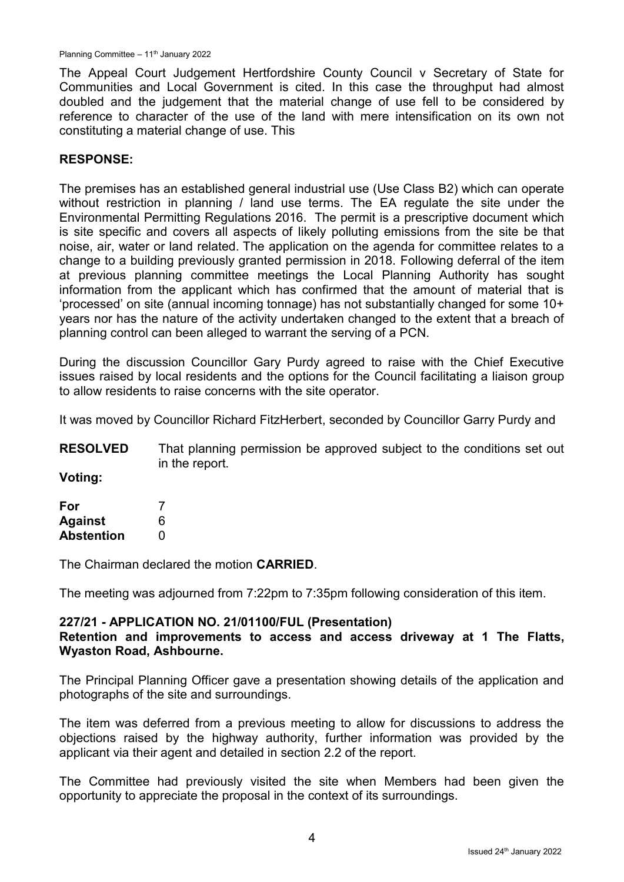The Appeal Court Judgement Hertfordshire County Council v Secretary of State for Communities and Local Government is cited. In this case the throughput had almost doubled and the judgement that the material change of use fell to be considered by reference to character of the use of the land with mere intensification on its own not constituting a material change of use. This

**RESPONSE:**

The premises has an established general industrial use (Use Class B2) which can operate without restriction in planning / land use terms. The EA regulate the site under the Environmental Permitting Regulations 2016. The permit is a prescriptive document which is site specific and covers all aspects of likely polluting emissions from the site be that noise, air, water or land related. The application on the agenda for committee relates to a change to a building previously granted permission in 2018. Following deferral of the item at previous planning committee meetings the Local Planning Authority has sought information from the applicant which has confirmed that the amount of material that is 'processed' on site (annual incoming tonnage) has not substantially changed for some 10+ years nor has the nature of the activity undertaken changed to the extent that a breach of planning control can been alleged to warrant the serving of a PCN.

During the discussion Councillor Gary Purdy agreed to raise with the Chief Executive issues raised by local residents and the options for the Council facilitating a liaison group to allow residents to raise concerns with the site operator.

It was moved by Councillor Richard FitzHerbert, seconded by Councillor Garry Purdy and

**RESOLVED** That planning permission be approved subject to the conditions set out in the report.

**Voting:**

| | |
|---|---|
| **For** | 7 |
| **Against** | 6 |
| **Abstention** | 0 |

The Chairman declared the motion **CARRIED**.

The meeting was adjourned from 7:22pm to 7:35pm following consideration of this item.

## 227/21 - APPLICATION NO. 21/01100/FUL (Presentation)

**Retention and improvements to access and access driveway at 1 The Flatts, Wyaston Road, Ashbourne.**

The Principal Planning Officer gave a presentation showing details of the application and photographs of the site and surroundings.

The item was deferred from a previous meeting to allow for discussions to address the objections raised by the highway authority, further information was provided by the applicant via their agent and detailed in section 2.2 of the report.

The Committee had previously visited the site when Members had been given the opportunity to appreciate the proposal in the context of its surroundings.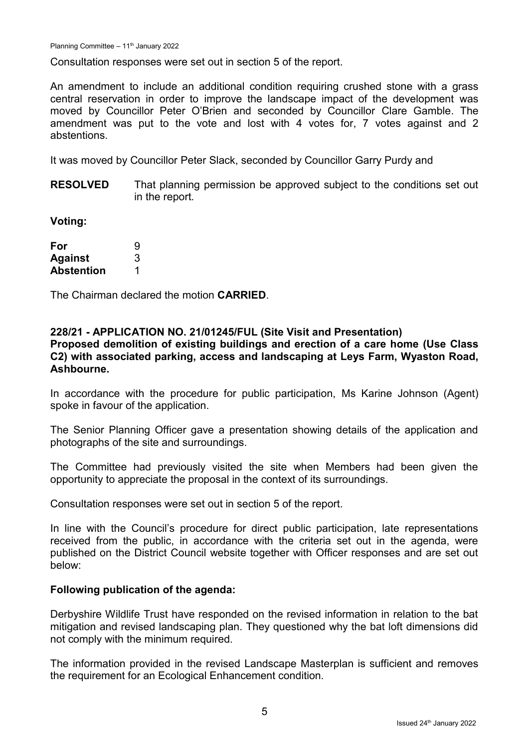Consultation responses were set out in section 5 of the report.

An amendment to include an additional condition requiring crushed stone with a grass central reservation in order to improve the landscape impact of the development was moved by Councillor Peter O'Brien and seconded by Councillor Clare Gamble. The amendment was put to the vote and lost with 4 votes for, 7 votes against and 2 abstentions.

It was moved by Councillor Peter Slack, seconded by Councillor Garry Purdy and

**RESOLVED** That planning permission be approved subject to the conditions set out in the report.

**Voting:**

**For** 9
**Against** 3
**Abstention** 1

The Chairman declared the motion **CARRIED**.

**228/21 - APPLICATION NO. 21/01245/FUL (Site Visit and Presentation)**
**Proposed demolition of existing buildings and erection of a care home (Use Class C2) with associated parking, access and landscaping at Leys Farm, Wyaston Road, Ashbourne.**

In accordance with the procedure for public participation, Ms Karine Johnson (Agent) spoke in favour of the application.

The Senior Planning Officer gave a presentation showing details of the application and photographs of the site and surroundings.

The Committee had previously visited the site when Members had been given the opportunity to appreciate the proposal in the context of its surroundings.

Consultation responses were set out in section 5 of the report.

In line with the Council's procedure for direct public participation, late representations received from the public, in accordance with the criteria set out in the agenda, were published on the District Council website together with Officer responses and are set out below:

**Following publication of the agenda:**

Derbyshire Wildlife Trust have responded on the revised information in relation to the bat mitigation and revised landscaping plan. They questioned why the bat loft dimensions did not comply with the minimum required.

The information provided in the revised Landscape Masterplan is sufficient and removes the requirement for an Ecological Enhancement condition.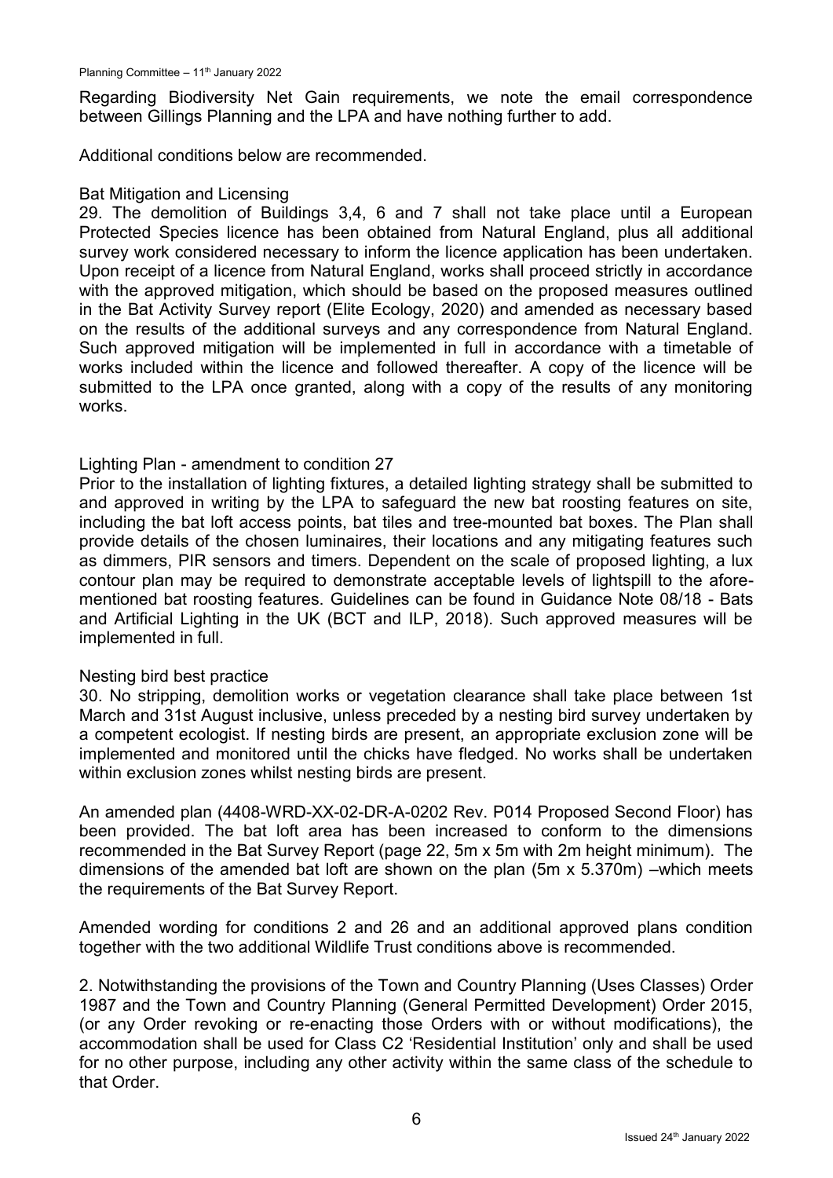Regarding Biodiversity Net Gain requirements, we note the email correspondence between Gillings Planning and the LPA and have nothing further to add.

Additional conditions below are recommended.

Bat Mitigation and Licensing

29. The demolition of Buildings 3,4, 6 and 7 shall not take place until a European Protected Species licence has been obtained from Natural England, plus all additional survey work considered necessary to inform the licence application has been undertaken. Upon receipt of a licence from Natural England, works shall proceed strictly in accordance with the approved mitigation, which should be based on the proposed measures outlined in the Bat Activity Survey report (Elite Ecology, 2020) and amended as necessary based on the results of the additional surveys and any correspondence from Natural England. Such approved mitigation will be implemented in full in accordance with a timetable of works included within the licence and followed thereafter. A copy of the licence will be submitted to the LPA once granted, along with a copy of the results of any monitoring works.

Lighting Plan - amendment to condition 27

Prior to the installation of lighting fixtures, a detailed lighting strategy shall be submitted to and approved in writing by the LPA to safeguard the new bat roosting features on site, including the bat loft access points, bat tiles and tree-mounted bat boxes. The Plan shall provide details of the chosen luminaires, their locations and any mitigating features such as dimmers, PIR sensors and timers. Dependent on the scale of proposed lighting, a lux contour plan may be required to demonstrate acceptable levels of lightspill to the afore-mentioned bat roosting features. Guidelines can be found in Guidance Note 08/18 - Bats and Artificial Lighting in the UK (BCT and ILP, 2018). Such approved measures will be implemented in full.

Nesting bird best practice

30. No stripping, demolition works or vegetation clearance shall take place between 1st March and 31st August inclusive, unless preceded by a nesting bird survey undertaken by a competent ecologist. If nesting birds are present, an appropriate exclusion zone will be implemented and monitored until the chicks have fledged. No works shall be undertaken within exclusion zones whilst nesting birds are present.

An amended plan (4408-WRD-XX-02-DR-A-0202 Rev. P014 Proposed Second Floor) has been provided. The bat loft area has been increased to conform to the dimensions recommended in the Bat Survey Report (page 22, 5m x 5m with 2m height minimum). The dimensions of the amended bat loft are shown on the plan (5m x 5.370m) –which meets the requirements of the Bat Survey Report.

Amended wording for conditions 2 and 26 and an additional approved plans condition together with the two additional Wildlife Trust conditions above is recommended.

2. Notwithstanding the provisions of the Town and Country Planning (Uses Classes) Order 1987 and the Town and Country Planning (General Permitted Development) Order 2015, (or any Order revoking or re-enacting those Orders with or without modifications), the accommodation shall be used for Class C2 'Residential Institution' only and shall be used for no other purpose, including any other activity within the same class of the schedule to that Order.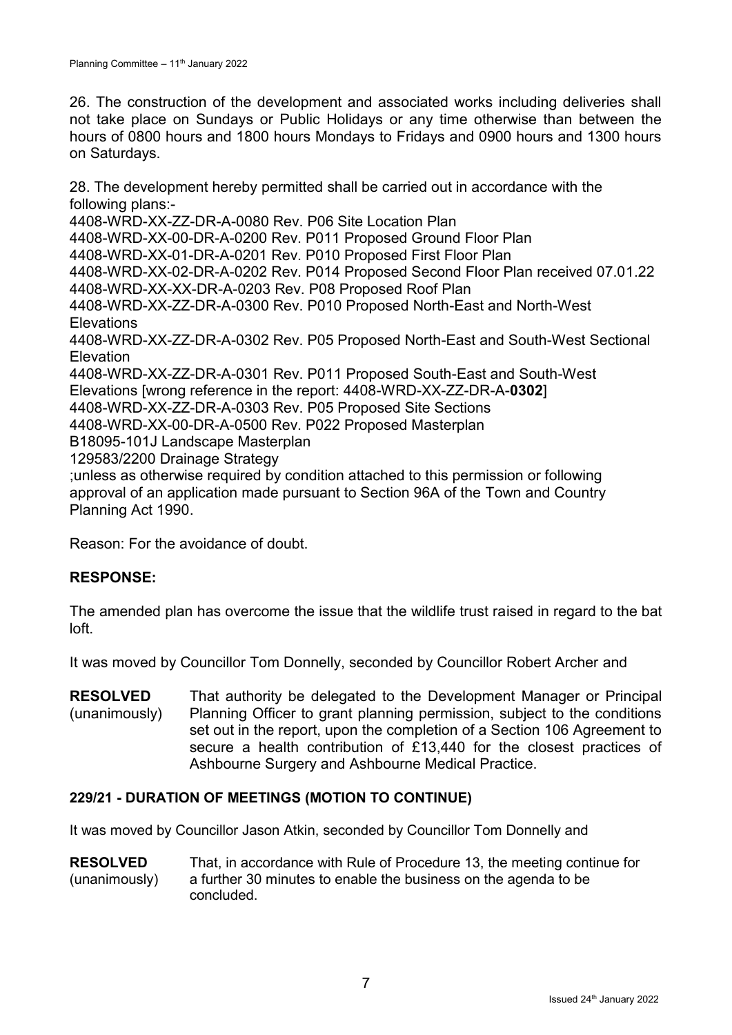26. The construction of the development and associated works including deliveries shall not take place on Sundays or Public Holidays or any time otherwise than between the hours of 0800 hours and 1800 hours Mondays to Fridays and 0900 hours and 1300 hours on Saturdays.

28. The development hereby permitted shall be carried out in accordance with the following plans:-
4408-WRD-XX-ZZ-DR-A-0080 Rev. P06 Site Location Plan
4408-WRD-XX-00-DR-A-0200 Rev. P011 Proposed Ground Floor Plan
4408-WRD-XX-01-DR-A-0201 Rev. P010 Proposed First Floor Plan
4408-WRD-XX-02-DR-A-0202 Rev. P014 Proposed Second Floor Plan received 07.01.22
4408-WRD-XX-XX-DR-A-0203 Rev. P08 Proposed Roof Plan
4408-WRD-XX-ZZ-DR-A-0300 Rev. P010 Proposed North-East and North-West Elevations
4408-WRD-XX-ZZ-DR-A-0302 Rev. P05 Proposed North-East and South-West Sectional Elevation
4408-WRD-XX-ZZ-DR-A-0301 Rev. P011 Proposed South-East and South-West Elevations [wrong reference in the report: 4408-WRD-XX-ZZ-DR-A-**0302**]
4408-WRD-XX-ZZ-DR-A-0303 Rev. P05 Proposed Site Sections
4408-WRD-XX-00-DR-A-0500 Rev. P022 Proposed Masterplan
B18095-101J Landscape Masterplan
129583/2200 Drainage Strategy
;unless as otherwise required by condition attached to this permission or following approval of an application made pursuant to Section 96A of the Town and Country Planning Act 1990.

Reason: For the avoidance of doubt.

**RESPONSE:**

The amended plan has overcome the issue that the wildlife trust raised in regard to the bat loft.

It was moved by Councillor Tom Donnelly, seconded by Councillor Robert Archer and

**RESOLVED** (unanimously) That authority be delegated to the Development Manager or Principal Planning Officer to grant planning permission, subject to the conditions set out in the report, upon the completion of a Section 106 Agreement to secure a health contribution of £13,440 for the closest practices of Ashbourne Surgery and Ashbourne Medical Practice.

### 229/21 - DURATION OF MEETINGS (MOTION TO CONTINUE)

It was moved by Councillor Jason Atkin, seconded by Councillor Tom Donnelly and

**RESOLVED** (unanimously) That, in accordance with Rule of Procedure 13, the meeting continue for a further 30 minutes to enable the business on the agenda to be concluded.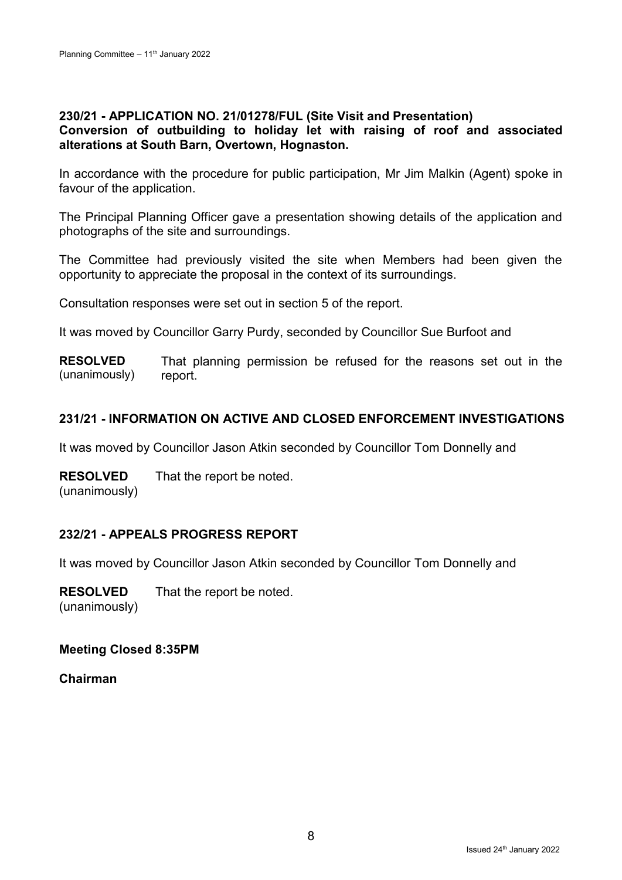## 230/21 - APPLICATION NO. 21/01278/FUL (Site Visit and Presentation)

**Conversion of outbuilding to holiday let with raising of roof and associated alterations at South Barn, Overtown, Hognaston.**

In accordance with the procedure for public participation, Mr Jim Malkin (Agent) spoke in favour of the application.

The Principal Planning Officer gave a presentation showing details of the application and photographs of the site and surroundings.

The Committee had previously visited the site when Members had been given the opportunity to appreciate the proposal in the context of its surroundings.

Consultation responses were set out in section 5 of the report.

It was moved by Councillor Garry Purdy, seconded by Councillor Sue Burfoot and

**RESOLVED** (unanimously) That planning permission be refused for the reasons set out in the report.

## 231/21 - INFORMATION ON ACTIVE AND CLOSED ENFORCEMENT INVESTIGATIONS

It was moved by Councillor Jason Atkin seconded by Councillor Tom Donnelly and

**RESOLVED** (unanimously) That the report be noted.

## 232/21 - APPEALS PROGRESS REPORT

It was moved by Councillor Jason Atkin seconded by Councillor Tom Donnelly and

**RESOLVED** (unanimously) That the report be noted.

**Meeting Closed 8:35PM**

**Chairman**

Issued 24th January 2022